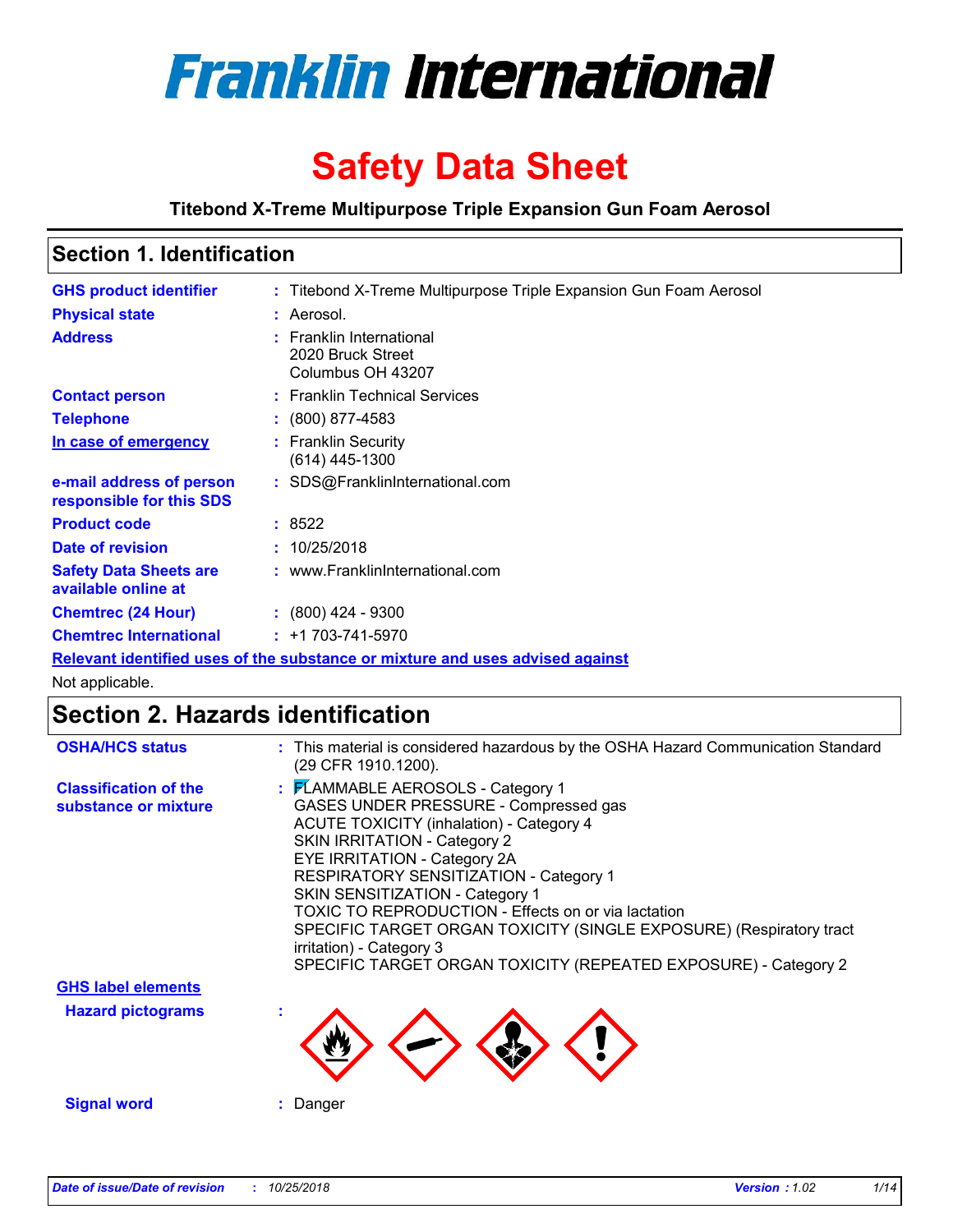# Franklin International

# Safety Data Sheet

**Titebond X-Treme Multipurpose Triple Expansion Gun Foam Aerosol**

## Section 1. Identification

| | | |
|---|---|---|
| **GHS product identifier** | : | Titebond X-Treme Multipurpose Triple Expansion Gun Foam Aerosol |
| **Physical state** | : | Aerosol. |
| **Address** | : | Franklin International<br>2020 Bruck Street<br>Columbus OH 43207 |
| **Contact person** | : | Franklin Technical Services |
| **Telephone** | : | (800) 877-4583 |
| **In case of emergency** | : | Franklin Security<br>(614) 445-1300 |
| **e-mail address of person responsible for this SDS** | : | SDS@FranklinInternational.com |
| **Product code** | : | 8522 |
| **Date of revision** | : | 10/25/2018 |
| **Safety Data Sheets are available online at** | : | www.FranklinInternational.com |
| **Chemtrec (24 Hour)** | : | (800) 424 - 9300 |
| **Chemtrec International** | : | +1 703-741-5970 |

**Relevant identified uses of the substance or mixture and uses advised against**

Not applicable.

## Section 2. Hazards identification

**OSHA/HCS status** : This material is considered hazardous by the OSHA Hazard Communication Standard (29 CFR 1910.1200).

**Classification of the substance or mixture** :
FLAMMABLE AEROSOLS - Category 1
GASES UNDER PRESSURE - Compressed gas
ACUTE TOXICITY (inhalation) - Category 4
SKIN IRRITATION - Category 2
EYE IRRITATION - Category 2A
RESPIRATORY SENSITIZATION - Category 1
SKIN SENSITIZATION - Category 1
TOXIC TO REPRODUCTION - Effects on or via lactation
SPECIFIC TARGET ORGAN TOXICITY (SINGLE EXPOSURE) (Respiratory tract irritation) - Category 3
SPECIFIC TARGET ORGAN TOXICITY (REPEATED EXPOSURE) - Category 2

**GHS label elements**

**Hazard pictograms** :

**Signal word** : Danger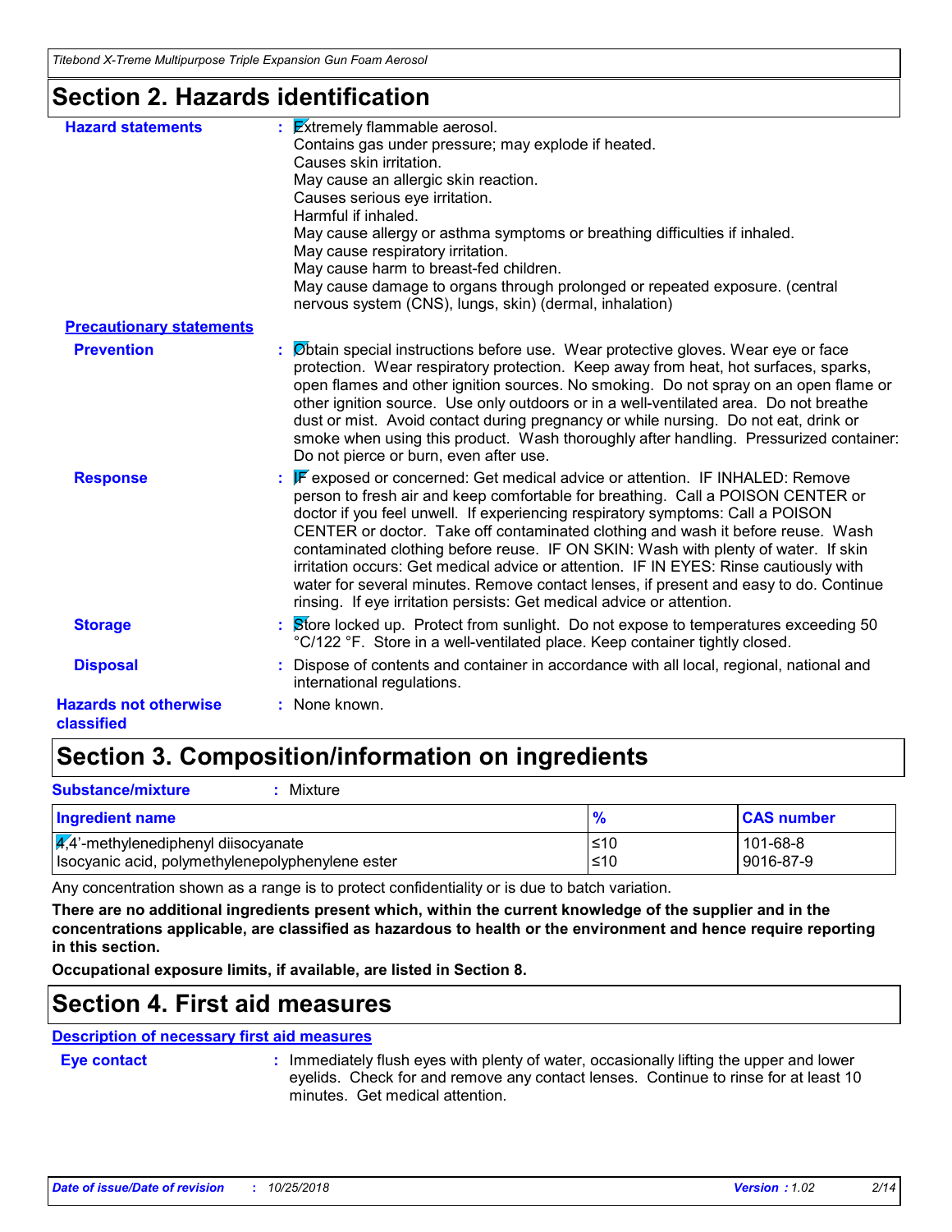## Section 2. Hazards identification

**Hazard statements** : Extremely flammable aerosol.
Contains gas under pressure; may explode if heated.
Causes skin irritation.
May cause an allergic skin reaction.
Causes serious eye irritation.
Harmful if inhaled.
May cause allergy or asthma symptoms or breathing difficulties if inhaled.
May cause respiratory irritation.
May cause harm to breast-fed children.
May cause damage to organs through prolonged or repeated exposure. (central nervous system (CNS), lungs, skin) (dermal, inhalation)

**Precautionary statements**

**Prevention** : Obtain special instructions before use. Wear protective gloves. Wear eye or face protection. Wear respiratory protection. Keep away from heat, hot surfaces, sparks, open flames and other ignition sources. No smoking. Do not spray on an open flame or other ignition source. Use only outdoors or in a well-ventilated area. Do not breathe dust or mist. Avoid contact during pregnancy or while nursing. Do not eat, drink or smoke when using this product. Wash thoroughly after handling. Pressurized container: Do not pierce or burn, even after use.

**Response** : IF exposed or concerned: Get medical advice or attention. IF INHALED: Remove person to fresh air and keep comfortable for breathing. Call a POISON CENTER or doctor if you feel unwell. If experiencing respiratory symptoms: Call a POISON CENTER or doctor. Take off contaminated clothing and wash it before reuse. Wash contaminated clothing before reuse. IF ON SKIN: Wash with plenty of water. If skin irritation occurs: Get medical advice or attention. IF IN EYES: Rinse cautiously with water for several minutes. Remove contact lenses, if present and easy to do. Continue rinsing. If eye irritation persists: Get medical advice or attention.

**Storage** : Store locked up. Protect from sunlight. Do not expose to temperatures exceeding 50 °C/122 °F. Store in a well-ventilated place. Keep container tightly closed.

**Disposal** : Dispose of contents and container in accordance with all local, regional, national and international regulations.

**Hazards not otherwise classified** : None known.

## Section 3. Composition/information on ingredients

**Substance/mixture** : Mixture

| Ingredient name | % | CAS number |
|---|---|---|
| 4,4'-methylenediphenyl diisocyanate | ≤10 | 101-68-8 |
| Isocyanic acid, polymethylenepolyphenylene ester | ≤10 | 9016-87-9 |

Any concentration shown as a range is to protect confidentiality or is due to batch variation.

**There are no additional ingredients present which, within the current knowledge of the supplier and in the concentrations applicable, are classified as hazardous to health or the environment and hence require reporting in this section.**

**Occupational exposure limits, if available, are listed in Section 8.**

## Section 4. First aid measures

**Description of necessary first aid measures**

**Eye contact** : Immediately flush eyes with plenty of water, occasionally lifting the upper and lower eyelids. Check for and remove any contact lenses. Continue to rinse for at least 10 minutes. Get medical attention.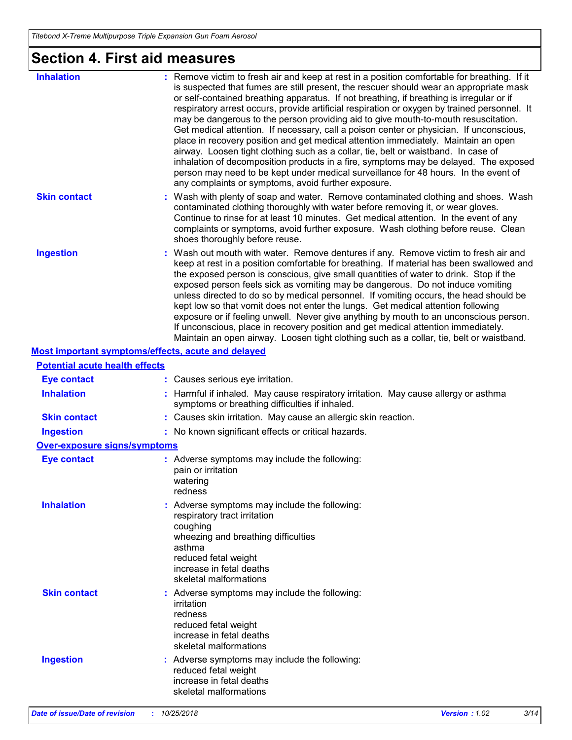# Section 4. First aid measures

| | |
|---|---|
| **Inhalation** | : Remove victim to fresh air and keep at rest in a position comfortable for breathing. If it is suspected that fumes are still present, the rescuer should wear an appropriate mask or self-contained breathing apparatus. If not breathing, if breathing is irregular or if respiratory arrest occurs, provide artificial respiration or oxygen by trained personnel. It may be dangerous to the person providing aid to give mouth-to-mouth resuscitation. Get medical attention. If necessary, call a poison center or physician. If unconscious, place in recovery position and get medical attention immediately. Maintain an open airway. Loosen tight clothing such as a collar, tie, belt or waistband. In case of inhalation of decomposition products in a fire, symptoms may be delayed. The exposed person may need to be kept under medical surveillance for 48 hours. In the event of any complaints or symptoms, avoid further exposure. |
| **Skin contact** | : Wash with plenty of soap and water. Remove contaminated clothing and shoes. Wash contaminated clothing thoroughly with water before removing it, or wear gloves. Continue to rinse for at least 10 minutes. Get medical attention. In the event of any complaints or symptoms, avoid further exposure. Wash clothing before reuse. Clean shoes thoroughly before reuse. |
| **Ingestion** | : Wash out mouth with water. Remove dentures if any. Remove victim to fresh air and keep at rest in a position comfortable for breathing. If material has been swallowed and the exposed person is conscious, give small quantities of water to drink. Stop if the exposed person feels sick as vomiting may be dangerous. Do not induce vomiting unless directed to do so by medical personnel. If vomiting occurs, the head should be kept low so that vomit does not enter the lungs. Get medical attention following exposure or if feeling unwell. Never give anything by mouth to an unconscious person. If unconscious, place in recovery position and get medical attention immediately. Maintain an open airway. Loosen tight clothing such as a collar, tie, belt or waistband. |

## Most important symptoms/effects, acute and delayed

### Potential acute health effects

| | |
|---|---|
| **Eye contact** | : Causes serious eye irritation. |
| **Inhalation** | : Harmful if inhaled. May cause respiratory irritation. May cause allergy or asthma symptoms or breathing difficulties if inhaled. |
| **Skin contact** | : Causes skin irritation. May cause an allergic skin reaction. |
| **Ingestion** | : No known significant effects or critical hazards. |

### Over-exposure signs/symptoms

| | |
|---|---|
| **Eye contact** | : Adverse symptoms may include the following:<br>pain or irritation<br>watering<br>redness |
| **Inhalation** | : Adverse symptoms may include the following:<br>respiratory tract irritation<br>coughing<br>wheezing and breathing difficulties<br>asthma<br>reduced fetal weight<br>increase in fetal deaths<br>skeletal malformations |
| **Skin contact** | : Adverse symptoms may include the following:<br>irritation<br>redness<br>reduced fetal weight<br>increase in fetal deaths<br>skeletal malformations |
| **Ingestion** | : Adverse symptoms may include the following:<br>reduced fetal weight<br>increase in fetal deaths<br>skeletal malformations |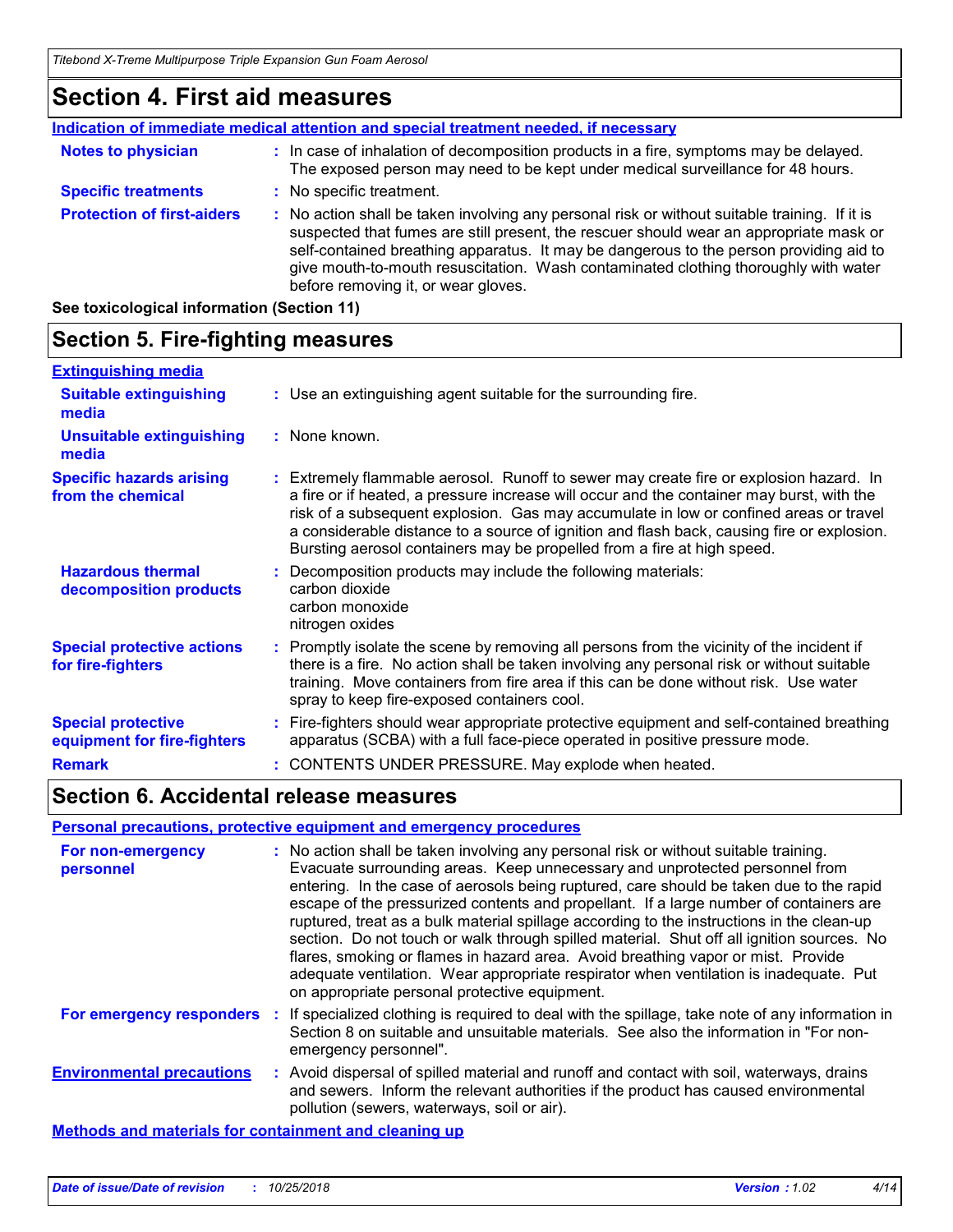## Section 4. First aid measures

**Indication of immediate medical attention and special treatment needed, if necessary**

| | |
|---|---|
| **Notes to physician** | In case of inhalation of decomposition products in a fire, symptoms may be delayed. The exposed person may need to be kept under medical surveillance for 48 hours. |
| **Specific treatments** | No specific treatment. |
| **Protection of first-aiders** | No action shall be taken involving any personal risk or without suitable training. If it is suspected that fumes are still present, the rescuer should wear an appropriate mask or self-contained breathing apparatus. It may be dangerous to the person providing aid to give mouth-to-mouth resuscitation. Wash contaminated clothing thoroughly with water before removing it, or wear gloves. |

**See toxicological information (Section 11)**

## Section 5. Fire-fighting measures

**Extinguishing media**

| | |
|---|---|
| **Suitable extinguishing media** | Use an extinguishing agent suitable for the surrounding fire. |
| **Unsuitable extinguishing media** | None known. |
| **Specific hazards arising from the chemical** | Extremely flammable aerosol. Runoff to sewer may create fire or explosion hazard. In a fire or if heated, a pressure increase will occur and the container may burst, with the risk of a subsequent explosion. Gas may accumulate in low or confined areas or travel a considerable distance to a source of ignition and flash back, causing fire or explosion. Bursting aerosol containers may be propelled from a fire at high speed. |
| **Hazardous thermal decomposition products** | Decomposition products may include the following materials:<br>carbon dioxide<br>carbon monoxide<br>nitrogen oxides |
| **Special protective actions for fire-fighters** | Promptly isolate the scene by removing all persons from the vicinity of the incident if there is a fire. No action shall be taken involving any personal risk or without suitable training. Move containers from fire area if this can be done without risk. Use water spray to keep fire-exposed containers cool. |
| **Special protective equipment for fire-fighters** | Fire-fighters should wear appropriate protective equipment and self-contained breathing apparatus (SCBA) with a full face-piece operated in positive pressure mode. |
| **Remark** | CONTENTS UNDER PRESSURE. May explode when heated. |

## Section 6. Accidental release measures

**Personal precautions, protective equipment and emergency procedures**

| | |
|---|---|
| **For non-emergency personnel** | No action shall be taken involving any personal risk or without suitable training. Evacuate surrounding areas. Keep unnecessary and unprotected personnel from entering. In the case of aerosols being ruptured, care should be taken due to the rapid escape of the pressurized contents and propellant. If a large number of containers are ruptured, treat as a bulk material spillage according to the instructions in the clean-up section. Do not touch or walk through spilled material. Shut off all ignition sources. No flares, smoking or flames in hazard area. Avoid breathing vapor or mist. Provide adequate ventilation. Wear appropriate respirator when ventilation is inadequate. Put on appropriate personal protective equipment. |
| **For emergency responders** | If specialized clothing is required to deal with the spillage, take note of any information in Section 8 on suitable and unsuitable materials. See also the information in "For non-emergency personnel". |
| **Environmental precautions** | Avoid dispersal of spilled material and runoff and contact with soil, waterways, drains and sewers. Inform the relevant authorities if the product has caused environmental pollution (sewers, waterways, soil or air). |

**Methods and materials for containment and cleaning up**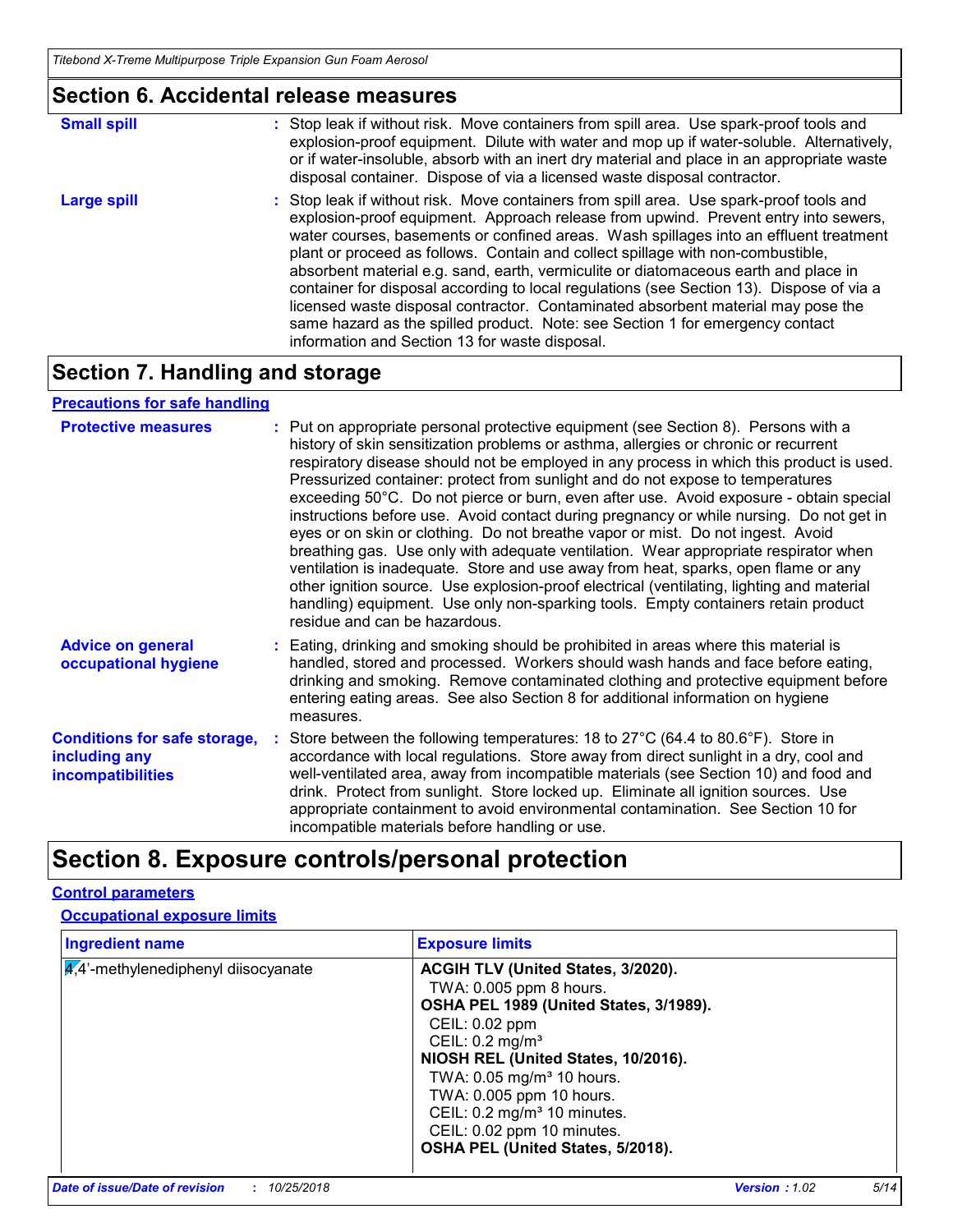## Section 6. Accidental release measures

**Small spill** : Stop leak if without risk. Move containers from spill area. Use spark-proof tools and explosion-proof equipment. Dilute with water and mop up if water-soluble. Alternatively, or if water-insoluble, absorb with an inert dry material and place in an appropriate waste disposal container. Dispose of via a licensed waste disposal contractor.

**Large spill** : Stop leak if without risk. Move containers from spill area. Use spark-proof tools and explosion-proof equipment. Approach release from upwind. Prevent entry into sewers, water courses, basements or confined areas. Wash spillages into an effluent treatment plant or proceed as follows. Contain and collect spillage with non-combustible, absorbent material e.g. sand, earth, vermiculite or diatomaceous earth and place in container for disposal according to local regulations (see Section 13). Dispose of via a licensed waste disposal contractor. Contaminated absorbent material may pose the same hazard as the spilled product. Note: see Section 1 for emergency contact information and Section 13 for waste disposal.

## Section 7. Handling and storage

### Precautions for safe handling

**Protective measures** : Put on appropriate personal protective equipment (see Section 8). Persons with a history of skin sensitization problems or asthma, allergies or chronic or recurrent respiratory disease should not be employed in any process in which this product is used. Pressurized container: protect from sunlight and do not expose to temperatures exceeding 50°C. Do not pierce or burn, even after use. Avoid exposure - obtain special instructions before use. Avoid contact during pregnancy or while nursing. Do not get in eyes or on skin or clothing. Do not breathe vapor or mist. Do not ingest. Avoid breathing gas. Use only with adequate ventilation. Wear appropriate respirator when ventilation is inadequate. Store and use away from heat, sparks, open flame or any other ignition source. Use explosion-proof electrical (ventilating, lighting and material handling) equipment. Use only non-sparking tools. Empty containers retain product residue and can be hazardous.

**Advice on general occupational hygiene** : Eating, drinking and smoking should be prohibited in areas where this material is handled, stored and processed. Workers should wash hands and face before eating, drinking and smoking. Remove contaminated clothing and protective equipment before entering eating areas. See also Section 8 for additional information on hygiene measures.

**Conditions for safe storage, including any incompatibilities** : Store between the following temperatures: 18 to 27°C (64.4 to 80.6°F). Store in accordance with local regulations. Store away from direct sunlight in a dry, cool and well-ventilated area, away from incompatible materials (see Section 10) and food and drink. Protect from sunlight. Store locked up. Eliminate all ignition sources. Use appropriate containment to avoid environmental contamination. See Section 10 for incompatible materials before handling or use.

## Section 8. Exposure controls/personal protection

### Control parameters

#### Occupational exposure limits

| Ingredient name | Exposure limits |
|---|---|
| 4,4'-methylenediphenyl diisocyanate | **ACGIH TLV (United States, 3/2020).**<br>TWA: 0.005 ppm 8 hours.<br>**OSHA PEL 1989 (United States, 3/1989).**<br>CEIL: 0.02 ppm<br>CEIL: 0.2 mg/m³<br>**NIOSH REL (United States, 10/2016).**<br>TWA: 0.05 mg/m³ 10 hours.<br>TWA: 0.005 ppm 10 hours.<br>CEIL: 0.2 mg/m³ 10 minutes.<br>CEIL: 0.02 ppm 10 minutes.<br>**OSHA PEL (United States, 5/2018).** |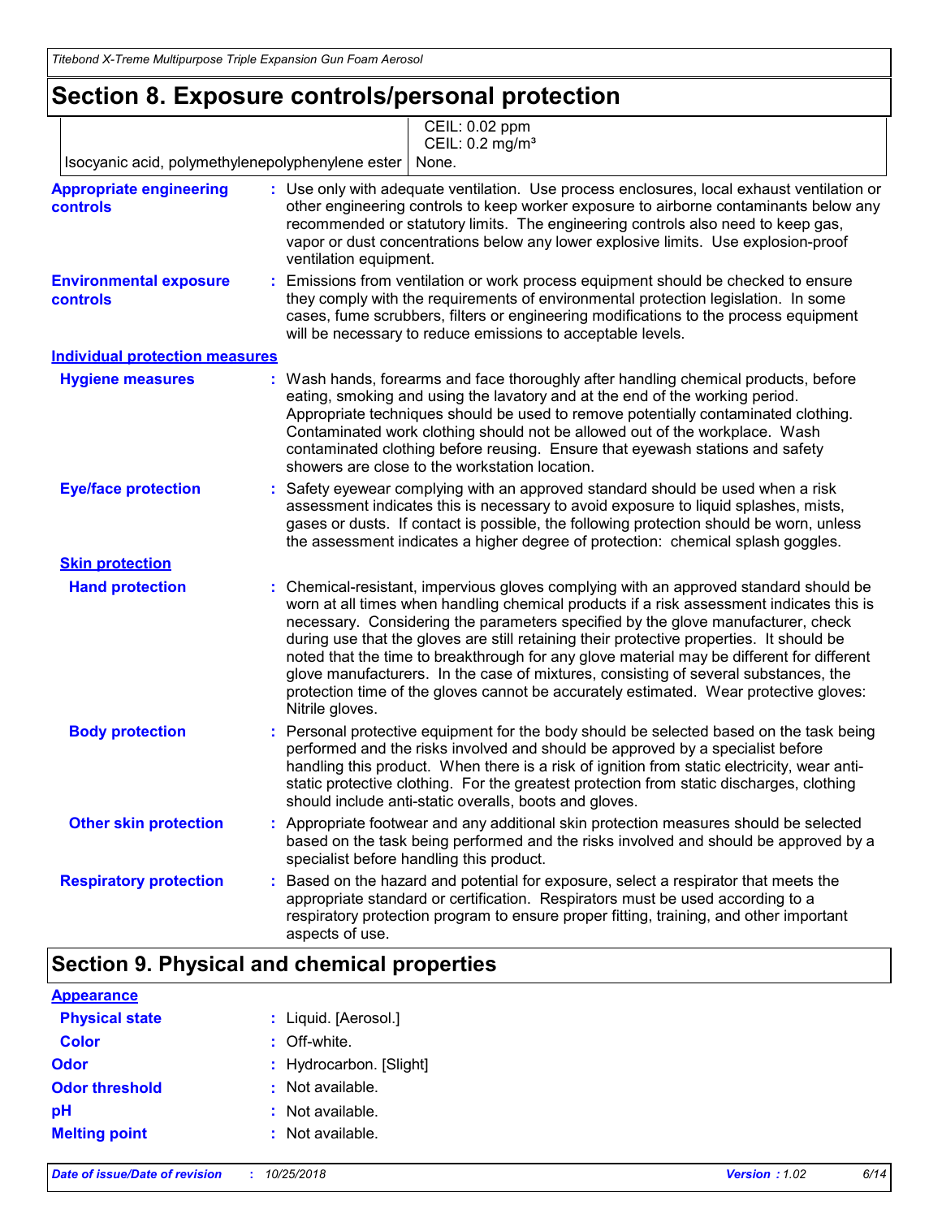# Section 8. Exposure controls/personal protection

| | |
|---|---|
| | CEIL: 0.02 ppm<br>CEIL: 0.2 mg/m³ |
| Isocyanic acid, polymethylenepolyphenylene ester | None. |

**Appropriate engineering controls** : Use only with adequate ventilation. Use process enclosures, local exhaust ventilation or other engineering controls to keep worker exposure to airborne contaminants below any recommended or statutory limits. The engineering controls also need to keep gas, vapor or dust concentrations below any lower explosive limits. Use explosion-proof ventilation equipment.

**Environmental exposure controls** : Emissions from ventilation or work process equipment should be checked to ensure they comply with the requirements of environmental protection legislation. In some cases, fume scrubbers, filters or engineering modifications to the process equipment will be necessary to reduce emissions to acceptable levels.

## Individual protection measures

**Hygiene measures** : Wash hands, forearms and face thoroughly after handling chemical products, before eating, smoking and using the lavatory and at the end of the working period. Appropriate techniques should be used to remove potentially contaminated clothing. Contaminated work clothing should not be allowed out of the workplace. Wash contaminated clothing before reusing. Ensure that eyewash stations and safety showers are close to the workstation location.

**Eye/face protection** : Safety eyewear complying with an approved standard should be used when a risk assessment indicates this is necessary to avoid exposure to liquid splashes, mists, gases or dusts. If contact is possible, the following protection should be worn, unless the assessment indicates a higher degree of protection: chemical splash goggles.

### Skin protection

**Hand protection** : Chemical-resistant, impervious gloves complying with an approved standard should be worn at all times when handling chemical products if a risk assessment indicates this is necessary. Considering the parameters specified by the glove manufacturer, check during use that the gloves are still retaining their protective properties. It should be noted that the time to breakthrough for any glove material may be different for different glove manufacturers. In the case of mixtures, consisting of several substances, the protection time of the gloves cannot be accurately estimated. Wear protective gloves: Nitrile gloves.

**Body protection** : Personal protective equipment for the body should be selected based on the task being performed and the risks involved and should be approved by a specialist before handling this product. When there is a risk of ignition from static electricity, wear anti-static protective clothing. For the greatest protection from static discharges, clothing should include anti-static overalls, boots and gloves.

**Other skin protection** : Appropriate footwear and any additional skin protection measures should be selected based on the task being performed and the risks involved and should be approved by a specialist before handling this product.

**Respiratory protection** : Based on the hazard and potential for exposure, select a respirator that meets the appropriate standard or certification. Respirators must be used according to a respiratory protection program to ensure proper fitting, training, and other important aspects of use.

# Section 9. Physical and chemical properties

## Appearance

**Physical state** : Liquid. [Aerosol.]

**Color** : Off-white.

**Odor** : Hydrocarbon. [Slight]

**Odor threshold** : Not available.

**pH** : Not available.

**Melting point** : Not available.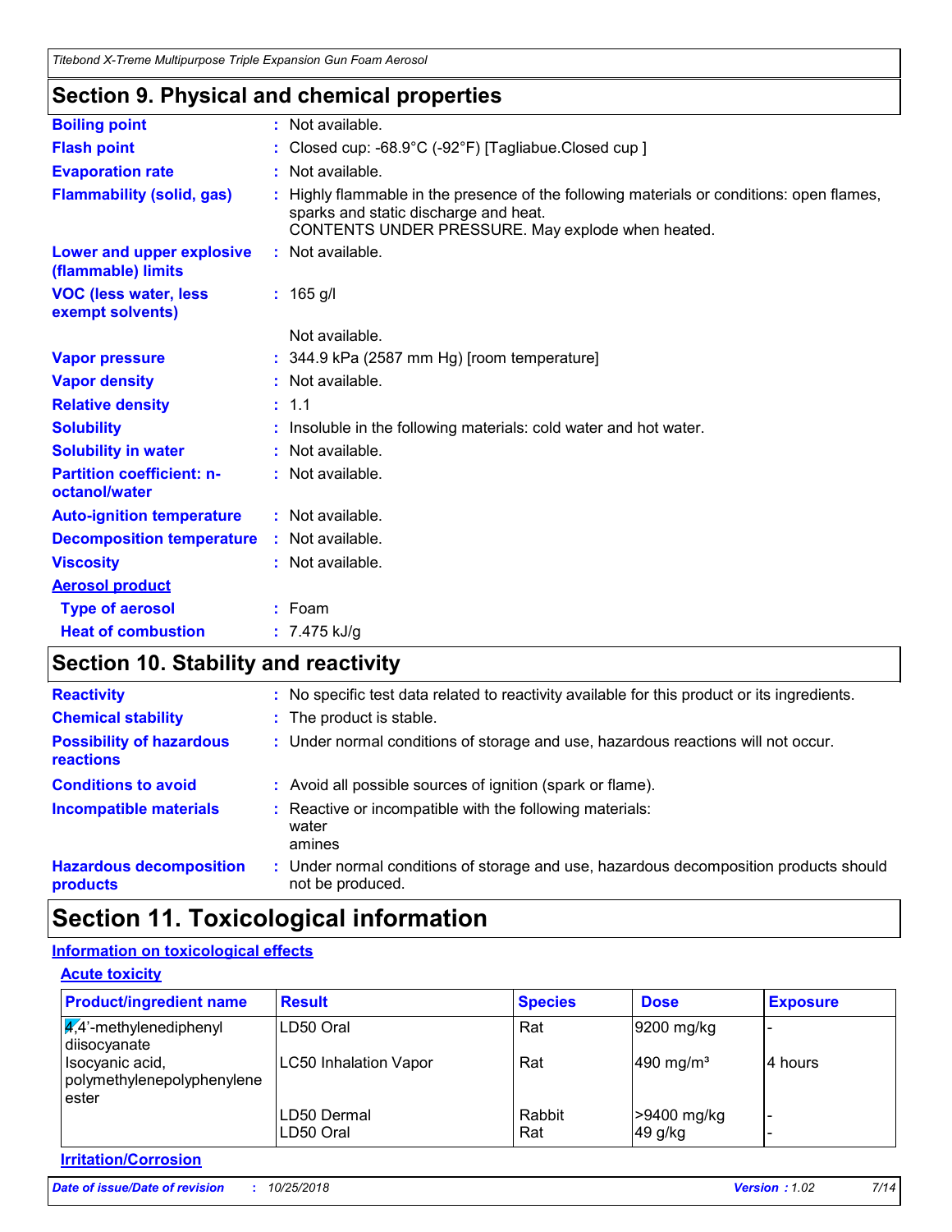## Section 9. Physical and chemical properties

| | |
|---|---|
| **Boiling point** | : Not available. |
| **Flash point** | : Closed cup: -68.9°C (-92°F) [Tagliabue.Closed cup ] |
| **Evaporation rate** | : Not available. |
| **Flammability (solid, gas)** | : Highly flammable in the presence of the following materials or conditions: open flames, sparks and static discharge and heat. CONTENTS UNDER PRESSURE. May explode when heated. |
| **Lower and upper explosive (flammable) limits** | : Not available. |
| **VOC (less water, less exempt solvents)** | : 165 g/l |
| | Not available. |
| **Vapor pressure** | : 344.9 kPa (2587 mm Hg) [room temperature] |
| **Vapor density** | : Not available. |
| **Relative density** | : 1.1 |
| **Solubility** | : Insoluble in the following materials: cold water and hot water. |
| **Solubility in water** | : Not available. |
| **Partition coefficient: n-octanol/water** | : Not available. |
| **Auto-ignition temperature** | : Not available. |
| **Decomposition temperature** | : Not available. |
| **Viscosity** | : Not available. |

**Aerosol product**

| | |
|---|---|
| **Type of aerosol** | : Foam |
| **Heat of combustion** | : 7.475 kJ/g |

## Section 10. Stability and reactivity

| | |
|---|---|
| **Reactivity** | : No specific test data related to reactivity available for this product or its ingredients. |
| **Chemical stability** | : The product is stable. |
| **Possibility of hazardous reactions** | : Under normal conditions of storage and use, hazardous reactions will not occur. |
| **Conditions to avoid** | : Avoid all possible sources of ignition (spark or flame). |
| **Incompatible materials** | : Reactive or incompatible with the following materials: water amines |
| **Hazardous decomposition products** | : Under normal conditions of storage and use, hazardous decomposition products should not be produced. |

# Section 11. Toxicological information

**Information on toxicological effects**

**Acute toxicity**

| Product/ingredient name | Result | Species | Dose | Exposure |
|---|---|---|---|---|
| 4,4'-methylenediphenyl diisocyanate | LD50 Oral | Rat | 9200 mg/kg | - |
| Isocyanic acid, polymethylenepolyphenylene ester | LC50 Inhalation Vapor | Rat | 490 mg/m³ | 4 hours |
| | LD50 Dermal | Rabbit | >9400 mg/kg | - |
| | LD50 Oral | Rat | 49 g/kg | - |

**Irritation/Corrosion**

*Date of issue/Date of revision : 10/25/2018* *Version : 1.02*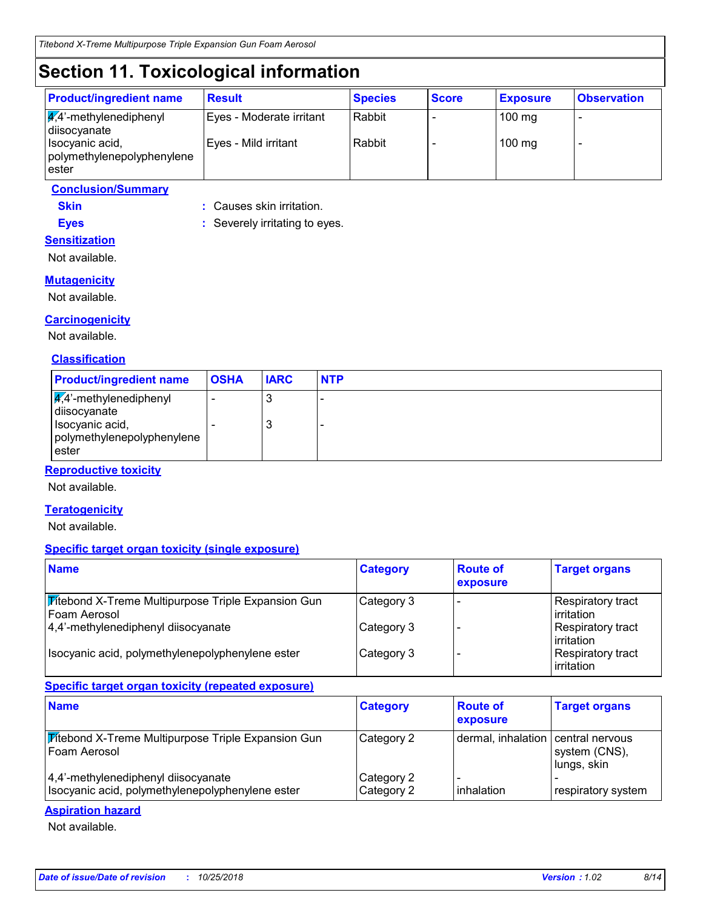# Section 11. Toxicological information

| Product/ingredient name | Result | Species | Score | Exposure | Observation |
|---|---|---|---|---|---|
| 4,4'-methylenediphenyl diisocyanate | Eyes - Moderate irritant | Rabbit | - | 100 mg | - |
| Isocyanic acid, polymethylenepolyphenylene ester | Eyes - Mild irritant | Rabbit | - | 100 mg | - |

**Conclusion/Summary**

**Skin** : Causes skin irritation.

**Eyes** : Severely irritating to eyes.

## Sensitization

Not available.

## Mutagenicity

Not available.

## Carcinogenicity

Not available.

**Classification**

| Product/ingredient name | OSHA | IARC | NTP |
|---|---|---|---|
| 4,4'-methylenediphenyl diisocyanate | - | 3 | - |
| Isocyanic acid, polymethylenepolyphenylene ester | - | 3 | - |

## Reproductive toxicity

Not available.

## Teratogenicity

Not available.

## Specific target organ toxicity (single exposure)

| Name | Category | Route of exposure | Target organs |
|---|---|---|---|
| Titebond X-Treme Multipurpose Triple Expansion Gun Foam Aerosol | Category 3 | - | Respiratory tract irritation |
| 4,4'-methylenediphenyl diisocyanate | Category 3 | - | Respiratory tract irritation |
| Isocyanic acid, polymethylenepolyphenylene ester | Category 3 | - | Respiratory tract irritation |

## Specific target organ toxicity (repeated exposure)

| Name | Category | Route of exposure | Target organs |
|---|---|---|---|
| Titebond X-Treme Multipurpose Triple Expansion Gun Foam Aerosol | Category 2 | dermal, inhalation | central nervous system (CNS), lungs, skin |
| 4,4'-methylenediphenyl diisocyanate | Category 2 | - | - |
| Isocyanic acid, polymethylenepolyphenylene ester | Category 2 | inhalation | respiratory system |

## Aspiration hazard

Not available.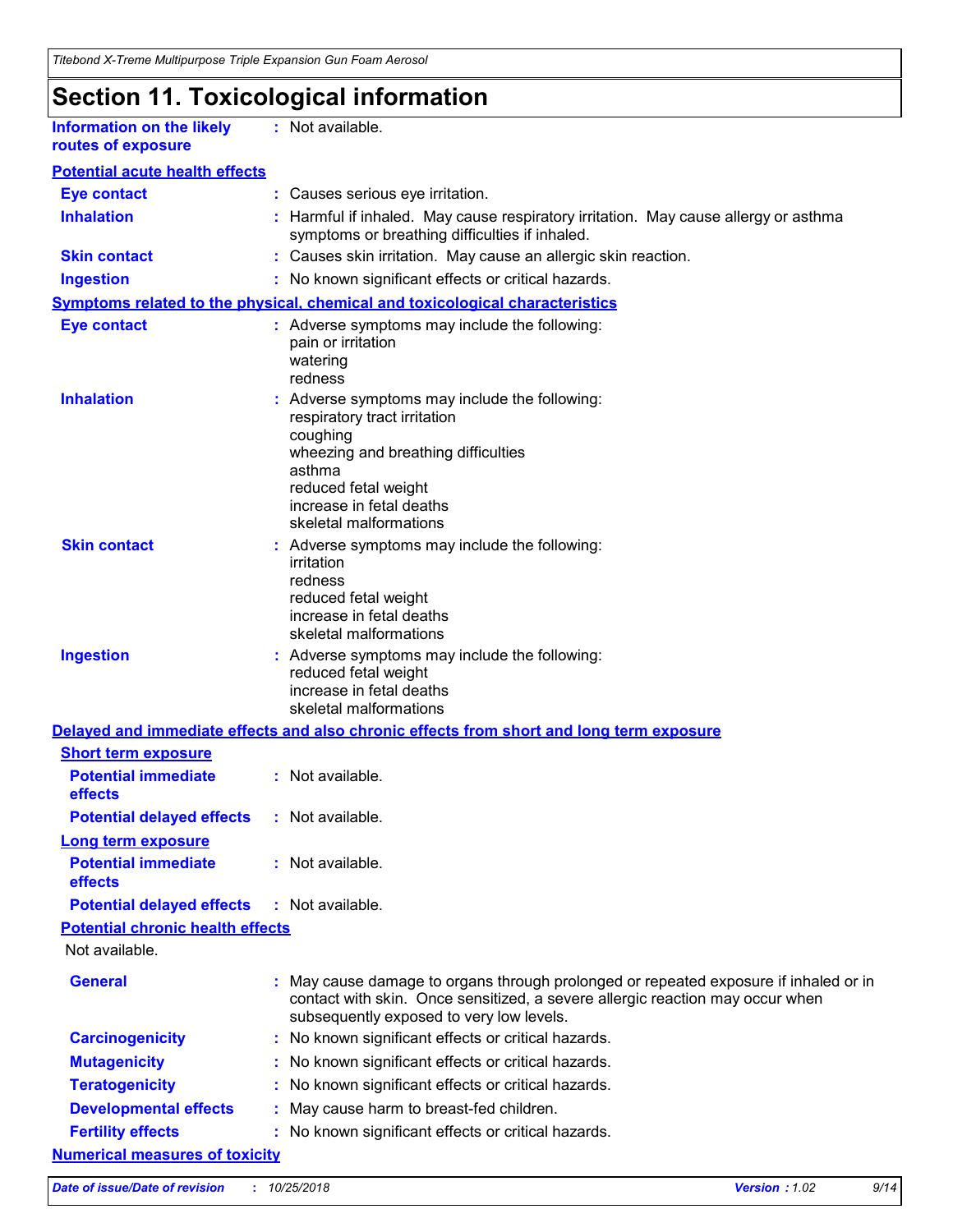# Section 11. Toxicological information

**Information on the likely routes of exposure** : Not available.

**Potential acute health effects**

**Eye contact** : Causes serious eye irritation.

**Inhalation** : Harmful if inhaled. May cause respiratory irritation. May cause allergy or asthma symptoms or breathing difficulties if inhaled.

**Skin contact** : Causes skin irritation. May cause an allergic skin reaction.

**Ingestion** : No known significant effects or critical hazards.

**Symptoms related to the physical, chemical and toxicological characteristics**

**Eye contact** : Adverse symptoms may include the following:
pain or irritation
watering
redness

**Inhalation** : Adverse symptoms may include the following:
respiratory tract irritation
coughing
wheezing and breathing difficulties
asthma
reduced fetal weight
increase in fetal deaths
skeletal malformations

**Skin contact** : Adverse symptoms may include the following:
irritation
redness
reduced fetal weight
increase in fetal deaths
skeletal malformations

**Ingestion** : Adverse symptoms may include the following:
reduced fetal weight
increase in fetal deaths
skeletal malformations

**Delayed and immediate effects and also chronic effects from short and long term exposure**

**Short term exposure**

**Potential immediate effects** : Not available.

**Potential delayed effects** : Not available.

**Long term exposure**

**Potential immediate effects** : Not available.

**Potential delayed effects** : Not available.

**Potential chronic health effects**

Not available.

**General** : May cause damage to organs through prolonged or repeated exposure if inhaled or in contact with skin. Once sensitized, a severe allergic reaction may occur when subsequently exposed to very low levels.

**Carcinogenicity** : No known significant effects or critical hazards.

**Mutagenicity** : No known significant effects or critical hazards.

**Teratogenicity** : No known significant effects or critical hazards.

**Developmental effects** : May cause harm to breast-fed children.

**Fertility effects** : No known significant effects or critical hazards.

**Numerical measures of toxicity**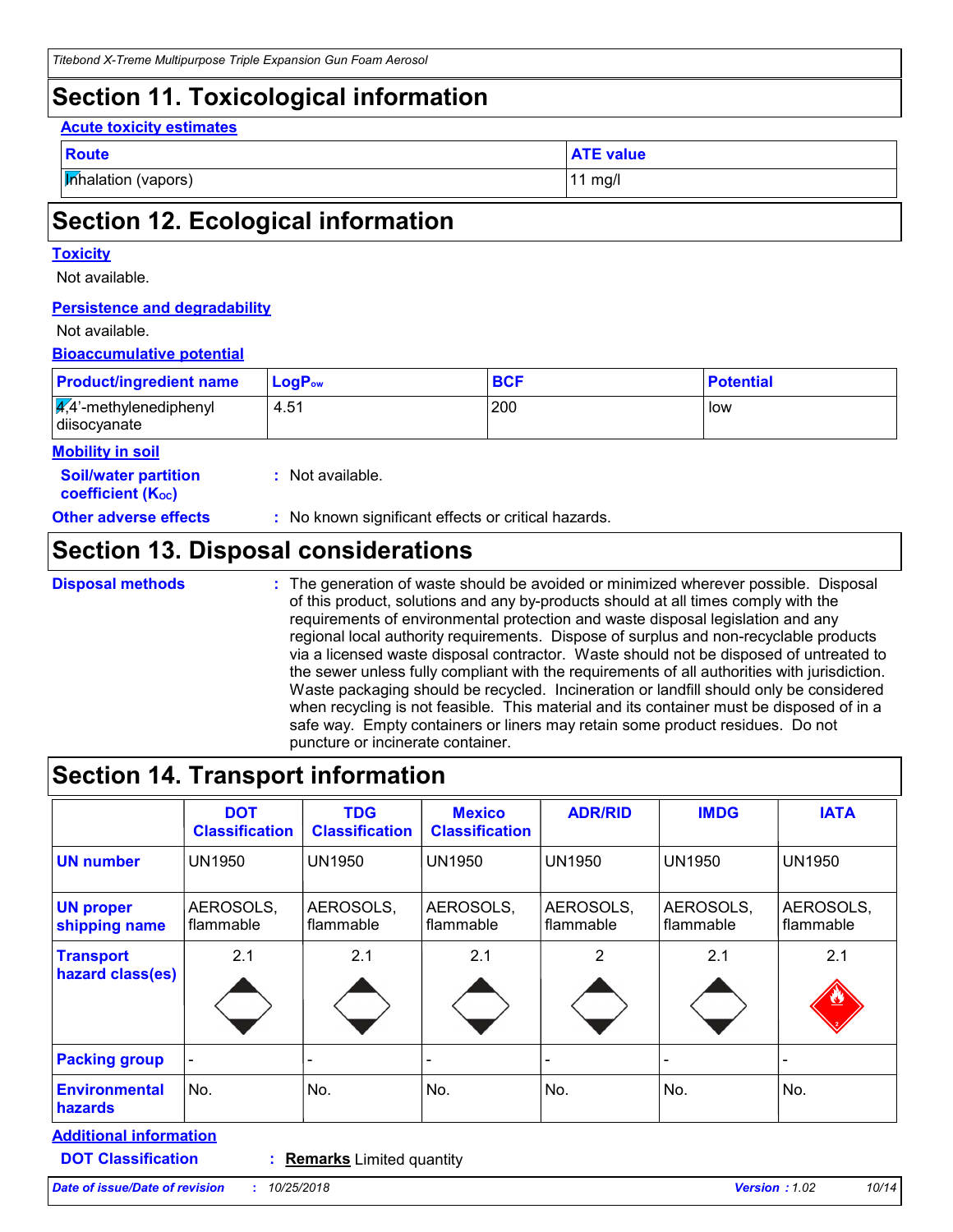## Section 11. Toxicological information

**Acute toxicity estimates**

| Route | ATE value |
|---|---|
| Inhalation (vapors) | 11 mg/l |

## Section 12. Ecological information

**Toxicity**

Not available.

**Persistence and degradability**

Not available.

**Bioaccumulative potential**

| Product/ingredient name | $LogP_{ow}$ | BCF | Potential |
|---|---|---|---|
| 4,4'-methylenediphenyl diisocyanate | 4.51 | 200 | low |

**Mobility in soil**

**Soil/water partition coefficient ($K_{OC}$)** : Not available.

**Other adverse effects** : No known significant effects or critical hazards.

## Section 13. Disposal considerations

**Disposal methods** : The generation of waste should be avoided or minimized wherever possible. Disposal of this product, solutions and any by-products should at all times comply with the requirements of environmental protection and waste disposal legislation and any regional local authority requirements. Dispose of surplus and non-recyclable products via a licensed waste disposal contractor. Waste should not be disposed of untreated to the sewer unless fully compliant with the requirements of all authorities with jurisdiction. Waste packaging should be recycled. Incineration or landfill should only be considered when recycling is not feasible. This material and its container must be disposed of in a safe way. Empty containers or liners may retain some product residues. Do not puncture or incinerate container.

## Section 14. Transport information

| | DOT Classification | TDG Classification | Mexico Classification | ADR/RID | IMDG | IATA |
|---|---|---|---|---|---|---|
| UN number | UN1950 | UN1950 | UN1950 | UN1950 | UN1950 | UN1950 |
| UN proper shipping name | AEROSOLS, flammable | AEROSOLS, flammable | AEROSOLS, flammable | AEROSOLS, flammable | AEROSOLS, flammable | AEROSOLS, flammable |
| Transport hazard class(es) | 2.1 | 2.1 | 2.1 | 2 | 2.1 | 2.1 |
| Packing group | - | - | - | - | - | - |
| Environmental hazards | No. | No. | No. | No. | No. | No. |

**Additional information**

**DOT Classification** : **Remarks** Limited quantity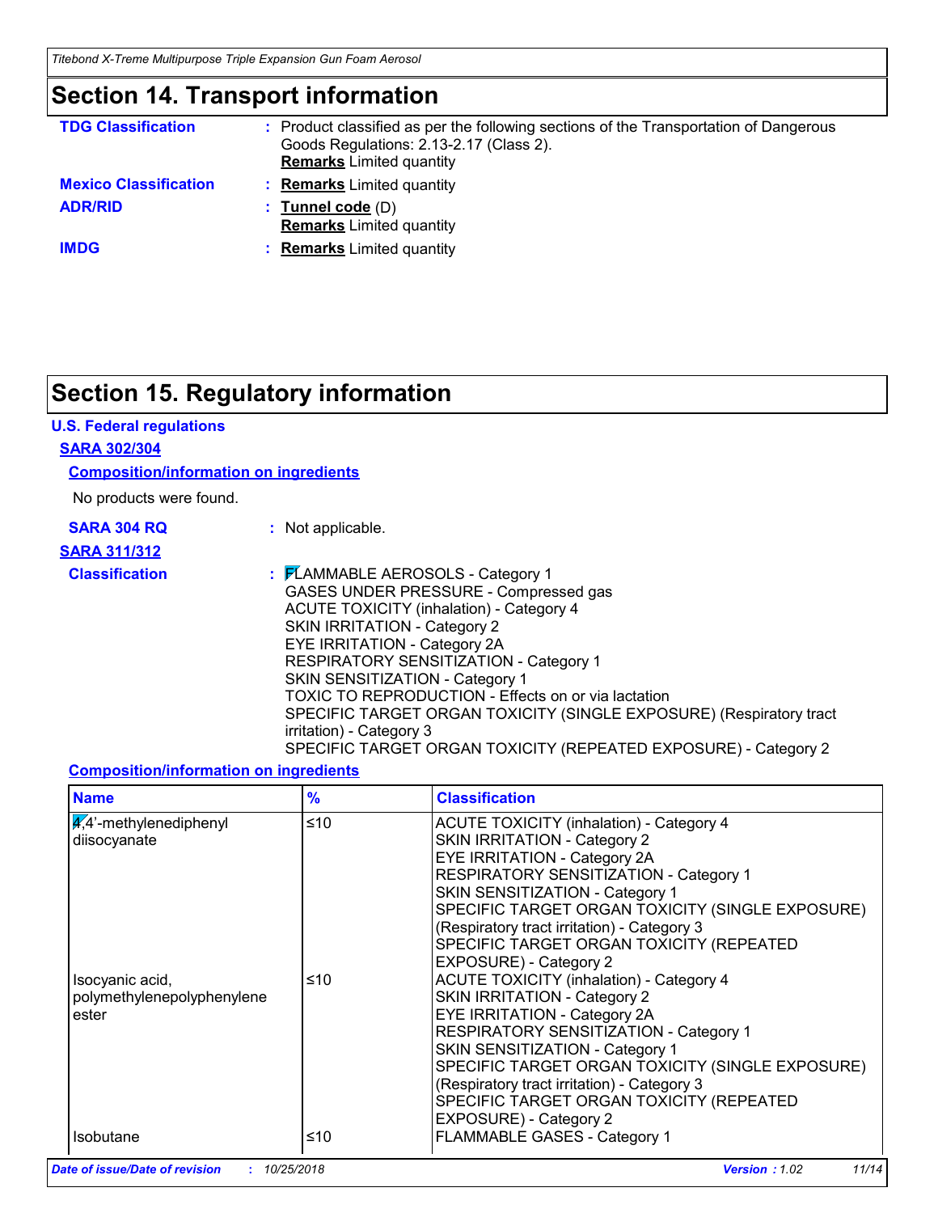# Section 14. Transport information

**TDG Classification** : Product classified as per the following sections of the Transportation of Dangerous Goods Regulations: 2.13-2.17 (Class 2).
**Remarks** Limited quantity

**Mexico Classification** : **Remarks** Limited quantity

**ADR/RID** : **Tunnel code** (D)
**Remarks** Limited quantity

**IMDG** : **Remarks** Limited quantity

# Section 15. Regulatory information

### U.S. Federal regulations

**SARA 302/304**

**Composition/information on ingredients**

No products were found.

**SARA 304 RQ** : Not applicable.

**SARA 311/312**

**Classification** : FLAMMABLE AEROSOLS - Category 1
GASES UNDER PRESSURE - Compressed gas
ACUTE TOXICITY (inhalation) - Category 4
SKIN IRRITATION - Category 2
EYE IRRITATION - Category 2A
RESPIRATORY SENSITIZATION - Category 1
SKIN SENSITIZATION - Category 1
TOXIC TO REPRODUCTION - Effects on or via lactation
SPECIFIC TARGET ORGAN TOXICITY (SINGLE EXPOSURE) (Respiratory tract irritation) - Category 3
SPECIFIC TARGET ORGAN TOXICITY (REPEATED EXPOSURE) - Category 2

**Composition/information on ingredients**

| Name | % | Classification |
|---|---|---|
| 4,4'-methylenediphenyl diisocyanate | ≤10 | ACUTE TOXICITY (inhalation) - Category 4<br>SKIN IRRITATION - Category 2<br>EYE IRRITATION - Category 2A<br>RESPIRATORY SENSITIZATION - Category 1<br>SKIN SENSITIZATION - Category 1<br>SPECIFIC TARGET ORGAN TOXICITY (SINGLE EXPOSURE) (Respiratory tract irritation) - Category 3<br>SPECIFIC TARGET ORGAN TOXICITY (REPEATED EXPOSURE) - Category 2 |
| Isocyanic acid, polymethylenepolyphenylene ester | ≤10 | ACUTE TOXICITY (inhalation) - Category 4<br>SKIN IRRITATION - Category 2<br>EYE IRRITATION - Category 2A<br>RESPIRATORY SENSITIZATION - Category 1<br>SKIN SENSITIZATION - Category 1<br>SPECIFIC TARGET ORGAN TOXICITY (SINGLE EXPOSURE) (Respiratory tract irritation) - Category 3<br>SPECIFIC TARGET ORGAN TOXICITY (REPEATED EXPOSURE) - Category 2 |
| Isobutane | ≤10 | FLAMMABLE GASES - Category 1 |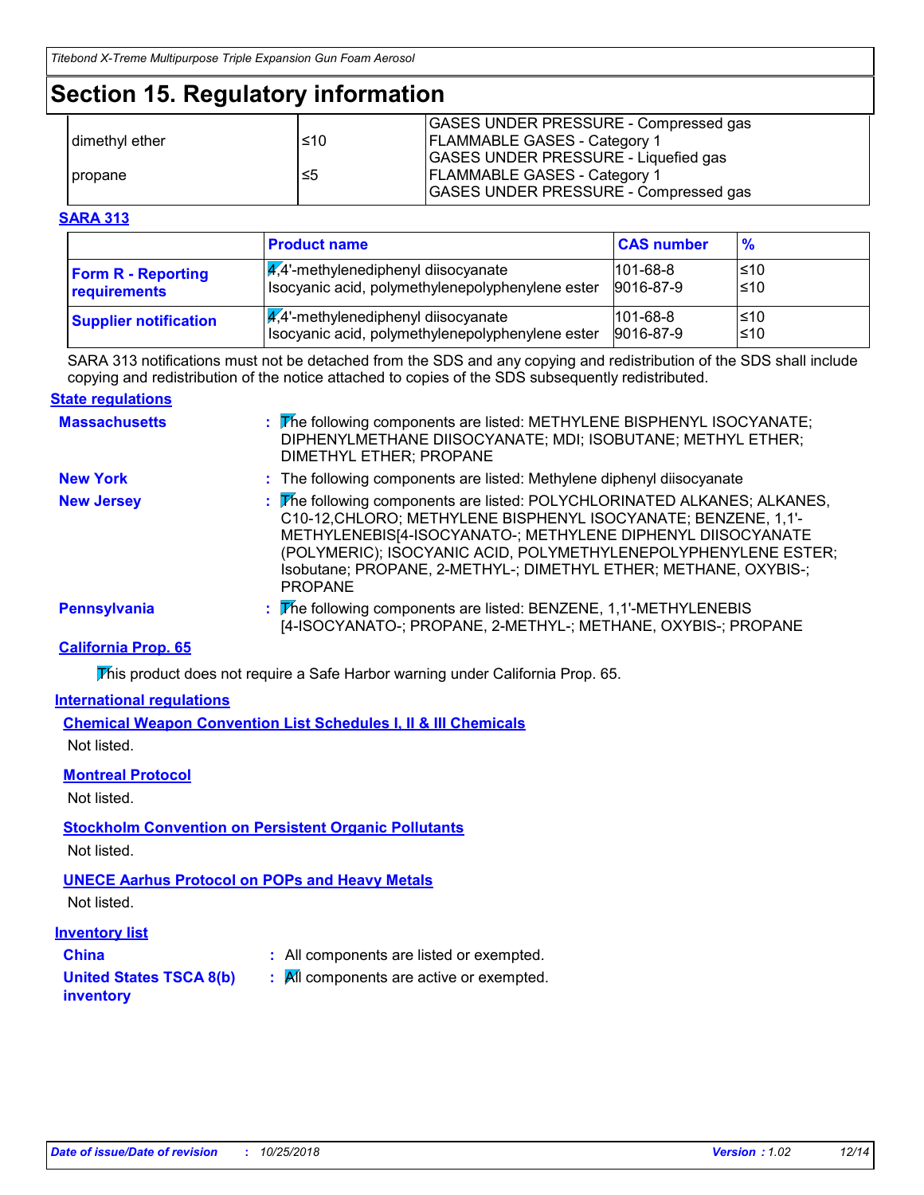# Section 15. Regulatory information

| | | |
|---|---|---|
| dimethyl ether | ≤10 | GASES UNDER PRESSURE - Compressed gas<br>FLAMMABLE GASES - Category 1<br>GASES UNDER PRESSURE - Liquefied gas |
| propane | ≤5 | FLAMMABLE GASES - Category 1<br>GASES UNDER PRESSURE - Compressed gas |

**SARA 313**

| | Product name | CAS number | % |
|---|---|---|---|
| **Form R - Reporting requirements** | 4,4'-methylenediphenyl diisocyanate<br>Isocyanic acid, polymethylenepolyphenylene ester | 101-68-8<br>9016-87-9 | ≤10<br>≤10 |
| **Supplier notification** | 4,4'-methylenediphenyl diisocyanate<br>Isocyanic acid, polymethylenepolyphenylene ester | 101-68-8<br>9016-87-9 | ≤10<br>≤10 |

SARA 313 notifications must not be detached from the SDS and any copying and redistribution of the SDS shall include copying and redistribution of the notice attached to copies of the SDS subsequently redistributed.

**State regulations**

**Massachusetts** : The following components are listed: METHYLENE BISPHENYL ISOCYANATE; DIPHENYLMETHANE DIISOCYANATE; MDI; ISOBUTANE; METHYL ETHER; DIMETHYL ETHER; PROPANE

**New York** : The following components are listed: Methylene diphenyl diisocyanate

**New Jersey** : The following components are listed: POLYCHLORINATED ALKANES; ALKANES, C10-12,CHLORO; METHYLENE BISPHENYL ISOCYANATE; BENZENE, 1,1'-METHYLENEBIS[4-ISOCYANATO-; METHYLENE DIPHENYL DIISOCYANATE (POLYMERIC); ISOCYANIC ACID, POLYMETHYLENEPOLYPHENYLENE ESTER; Isobutane; PROPANE, 2-METHYL-; DIMETHYL ETHER; METHANE, OXYBIS-; PROPANE

**Pennsylvania** : The following components are listed: BENZENE, 1,1'-METHYLENEBIS [4-ISOCYANATO-; PROPANE, 2-METHYL-; METHANE, OXYBIS-; PROPANE

**California Prop. 65**

This product does not require a Safe Harbor warning under California Prop. 65.

**International regulations**

**Chemical Weapon Convention List Schedules I, II & III Chemicals**

Not listed.

**Montreal Protocol**

Not listed.

**Stockholm Convention on Persistent Organic Pollutants**

Not listed.

**UNECE Aarhus Protocol on POPs and Heavy Metals**

Not listed.

**Inventory list**

**China** : All components are listed or exempted.

**United States TSCA 8(b) inventory** : All components are active or exempted.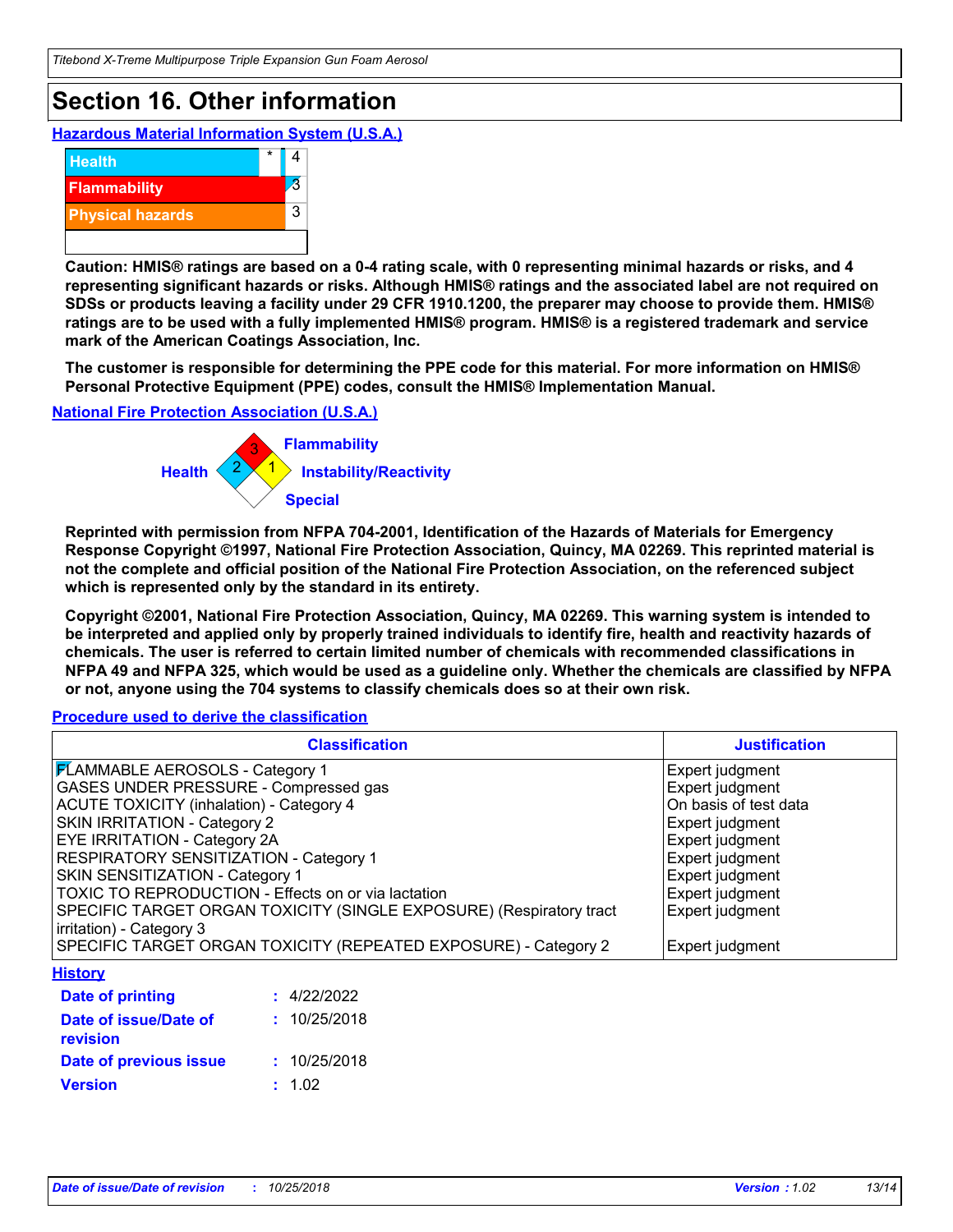## Section 16. Other information

### Hazardous Material Information System (U.S.A.)

| | | |
|---|---|---|
| Health | * | 4 |
| Flammability | | 3 |
| Physical hazards | | 3 |

**Caution: HMIS® ratings are based on a 0-4 rating scale, with 0 representing minimal hazards or risks, and 4 representing significant hazards or risks. Although HMIS® ratings and the associated label are not required on SDSs or products leaving a facility under 29 CFR 1910.1200, the preparer may choose to provide them. HMIS® ratings are to be used with a fully implemented HMIS® program. HMIS® is a registered trademark and service mark of the American Coatings Association, Inc.**

**The customer is responsible for determining the PPE code for this material. For more information on HMIS® Personal Protective Equipment (PPE) codes, consult the HMIS® Implementation Manual.**

### National Fire Protection Association (U.S.A.)

Flammability: 3
Health: 2
Instability/Reactivity: 1
Special:

**Reprinted with permission from NFPA 704-2001, Identification of the Hazards of Materials for Emergency Response Copyright ©1997, National Fire Protection Association, Quincy, MA 02269. This reprinted material is not the complete and official position of the National Fire Protection Association, on the referenced subject which is represented only by the standard in its entirety.**

**Copyright ©2001, National Fire Protection Association, Quincy, MA 02269. This warning system is intended to be interpreted and applied only by properly trained individuals to identify fire, health and reactivity hazards of chemicals. The user is referred to certain limited number of chemicals with recommended classifications in NFPA 49 and NFPA 325, which would be used as a guideline only. Whether the chemicals are classified by NFPA or not, anyone using the 704 systems to classify chemicals does so at their own risk.**

### Procedure used to derive the classification

| Classification | Justification |
|---|---|
| FLAMMABLE AEROSOLS - Category 1 | Expert judgment |
| GASES UNDER PRESSURE - Compressed gas | Expert judgment |
| ACUTE TOXICITY (inhalation) - Category 4 | On basis of test data |
| SKIN IRRITATION - Category 2 | Expert judgment |
| EYE IRRITATION - Category 2A | Expert judgment |
| RESPIRATORY SENSITIZATION - Category 1 | Expert judgment |
| SKIN SENSITIZATION - Category 1 | Expert judgment |
| TOXIC TO REPRODUCTION - Effects on or via lactation | Expert judgment |
| SPECIFIC TARGET ORGAN TOXICITY (SINGLE EXPOSURE) (Respiratory tract irritation) - Category 3 | Expert judgment |
| SPECIFIC TARGET ORGAN TOXICITY (REPEATED EXPOSURE) - Category 2 | Expert judgment |

### History

**Date of printing** : 4/22/2022

**Date of issue/Date of revision** : 10/25/2018

**Date of previous issue** : 10/25/2018

**Version** : 1.02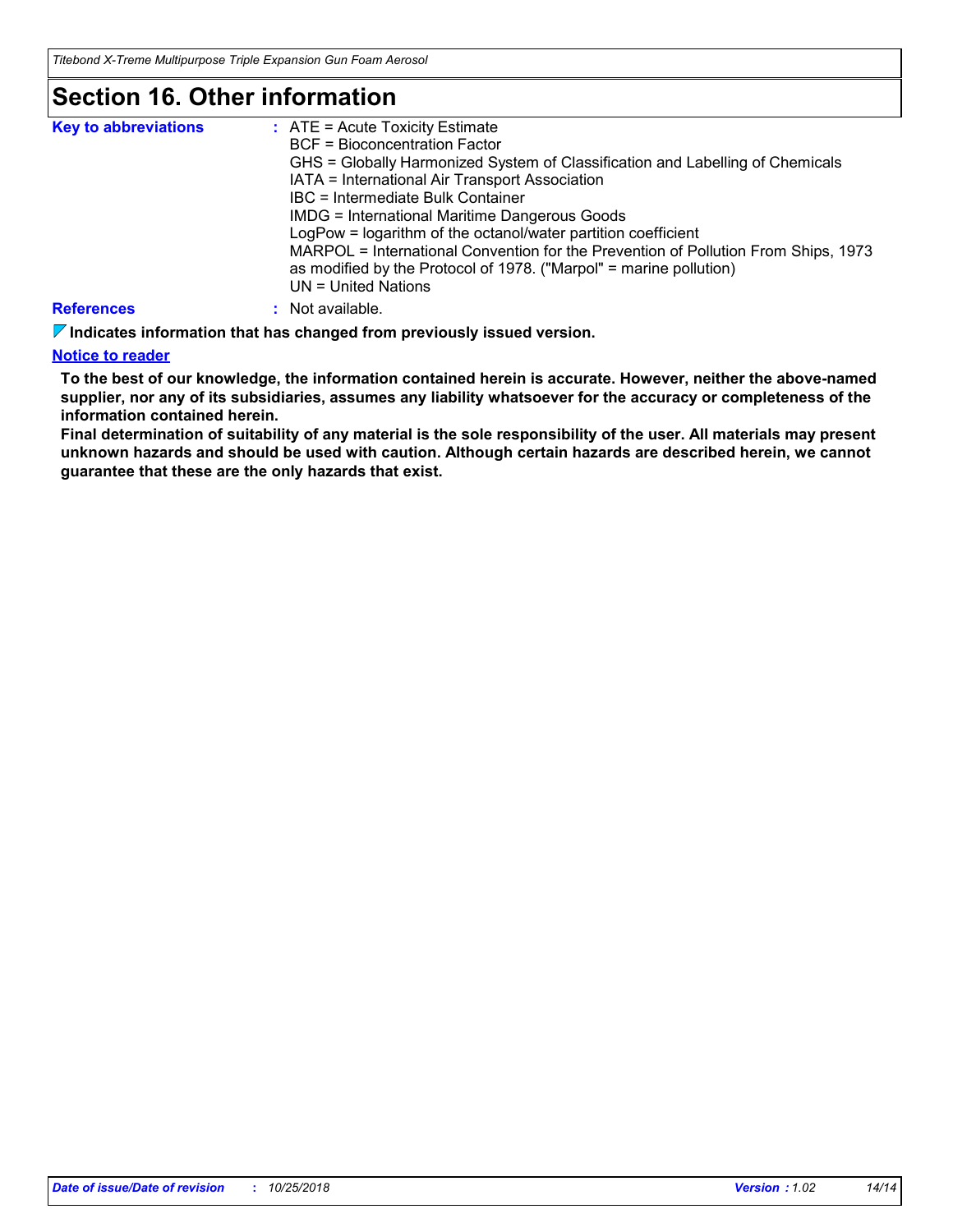## Section 16. Other information

**Key to abbreviations** : ATE = Acute Toxicity Estimate
BCF = Bioconcentration Factor
GHS = Globally Harmonized System of Classification and Labelling of Chemicals
IATA = International Air Transport Association
IBC = Intermediate Bulk Container
IMDG = International Maritime Dangerous Goods
LogPow = logarithm of the octanol/water partition coefficient
MARPOL = International Convention for the Prevention of Pollution From Ships, 1973 as modified by the Protocol of 1978. ("Marpol" = marine pollution)
UN = United Nations

**References** : Not available.

**Indicates information that has changed from previously issued version.**

**Notice to reader**

**To the best of our knowledge, the information contained herein is accurate. However, neither the above-named supplier, nor any of its subsidiaries, assumes any liability whatsoever for the accuracy or completeness of the information contained herein.**

**Final determination of suitability of any material is the sole responsibility of the user. All materials may present unknown hazards and should be used with caution. Although certain hazards are described herein, we cannot guarantee that these are the only hazards that exist.**